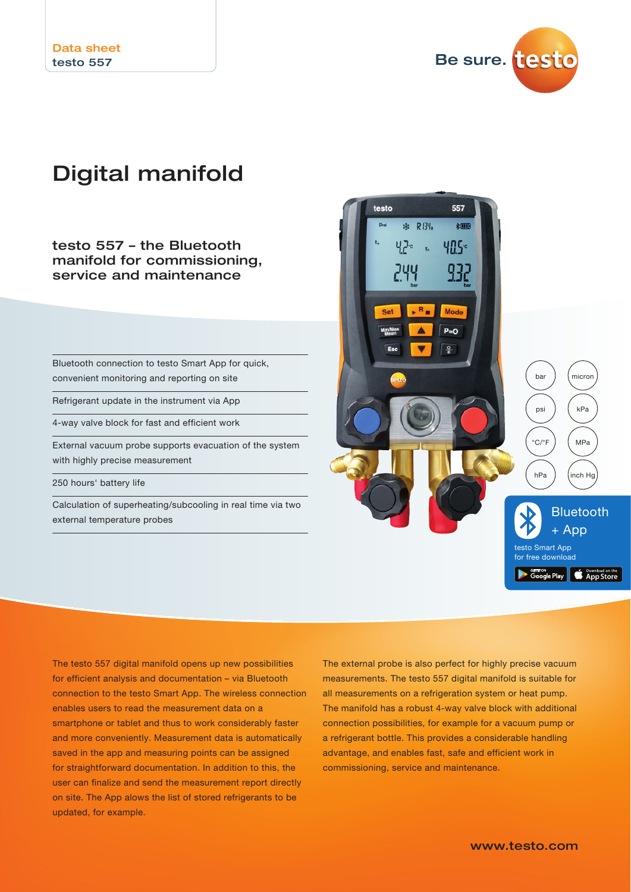Data sheet
testo 557

Be sure. testo

# Digital manifold

## testo 557 – the Bluetooth manifold for commissioning, service and maintenance

- Bluetooth connection to testo Smart App for quick, convenient monitoring and reporting on site
- Refrigerant update in the instrument via App
- 4-way valve block for fast and efficient work
- External vacuum probe supports evacuation of the system with highly precise measurement
- 250 hours‘ battery life
- Calculation of superheating/subcooling in real time via two external temperature probes

bar
micron
psi
kPa
°C/°F
MPa
hPa
inch Hg

Bluetooth + App

testo Smart App for free download

The testo 557 digital manifold opens up new possibilities for efficient analysis and documentation – via Bluetooth connection to the testo Smart App. The wireless connection enables users to read the measurement data on a smartphone or tablet and thus to work considerably faster and more conveniently. Measurement data is automatically saved in the app and measuring points can be assigned for straightforward documentation. In addition to this, the user can finalize and send the measurement report directly on site. The App alows the list of stored refrigerants to be updated, for example.

The external probe is also perfect for highly precise vacuum measurements. The testo 557 digital manifold is suitable for all measurements on a refrigeration system or heat pump. The manifold has a robust 4-way valve block with additional connection possibilities, for example for a vacuum pump or a refrigerant bottle. This provides a considerable handling advantage, and enables fast, safe and efficient work in commissioning, service and maintenance.

www.testo.com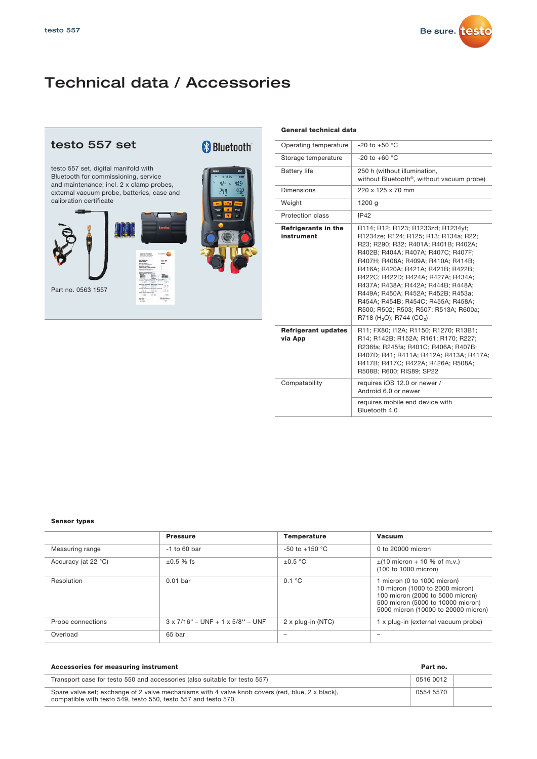# Technical data / Accessories

## testo 557 set

Bluetooth

testo 557 set, digital manifold with Bluetooth for commissioning, service and maintenance; incl. 2 x clamp probes, external vacuum probe, batteries, case and calibration certificate

Part no. 0563 1557

### General technical data

| | |
|---|---|
| Operating temperature | -20 to +50 °C |
| Storage temperature | -20 to +60 °C |
| Battery life | 250 h (without illumination, without Bluetooth®, without vacuum probe) |
| Dimensions | 220 x 125 x 70 mm |
| Weight | 1200 g |
| Protection class | IP42 |
| **Refrigerants in the instrument** | R114; R12; R123; R1233zd; R1234yf; R1234ze; R124; R125; R13; R134a; R22; R23; R290; R32; R401A; R401B; R402A; R402B; R404A; R407A; R407C; R407F; R407H; R408A; R409A; R410A; R414B; R416A; R420A; R421A; R421B; R422B; R422C; R422D; R424A; R427A; R434A; R437A; R438A; R442A; R444B; R448A; R449A; R450A; R452A; R452B; R453a; R454A; R454B; R454C; R455A; R458A; R500; R502; R503; R507; R513A; R600a; R718 ($H_2O$); R744 ($CO_2$) |
| **Refrigerant updates via App** | R11; FX80; I12A; R1150; R1270; R13B1; R14; R142B; R152A; R161; R170; R227; R236fa; R245fa; R401C; R406A; R407B; R407D; R41; R411A; R412A; R413A; R417A; R417B; R417C; R422A; R426A; R508A; R508B; R600; RIS89; SP22 |
| Compatability | requires iOS 12.0 or newer / Android 6.0 or newer |
| | requires mobile end device with Bluetooth 4.0 |

### Sensor types

| | Pressure | Temperature | Vacuum |
|---|---|---|---|
| Measuring range | -1 to 60 bar | -50 to +150 °C | 0 to 20000 micron |
| Accuracy (at 22 °C) | ±0.5 % fs | ±0.5 °C | ±(10 micron + 10 % of m.v.) (100 to 1000 micron) |
| Resolution | 0.01 bar | 0.1 °C | 1 micron (0 to 1000 micron)<br>10 micron (1000 to 2000 micron)<br>100 micron (2000 to 5000 micron)<br>500 micron (5000 to 10000 micron)<br>5000 micron (10000 to 20000 micron) |
| Probe connections | 3 x 7/16" – UNF + 1 x 5/8" – UNF | 2 x plug-in (NTC) | 1 x plug-in (external vacuum probe) |
| Overload | 65 bar | – | – |

| Accessories for measuring instrument | Part no. |
|---|---|
| Transport case for testo 550 and accessories (also suitable for testo 557) | 0516 0012 |
| Spare valve set; exchange of 2 valve mechanisms with 4 valve knob covers (red, blue, 2 x black), compatible with testo 549, testo 550, testo 557 and testo 570. | 0554 5570 |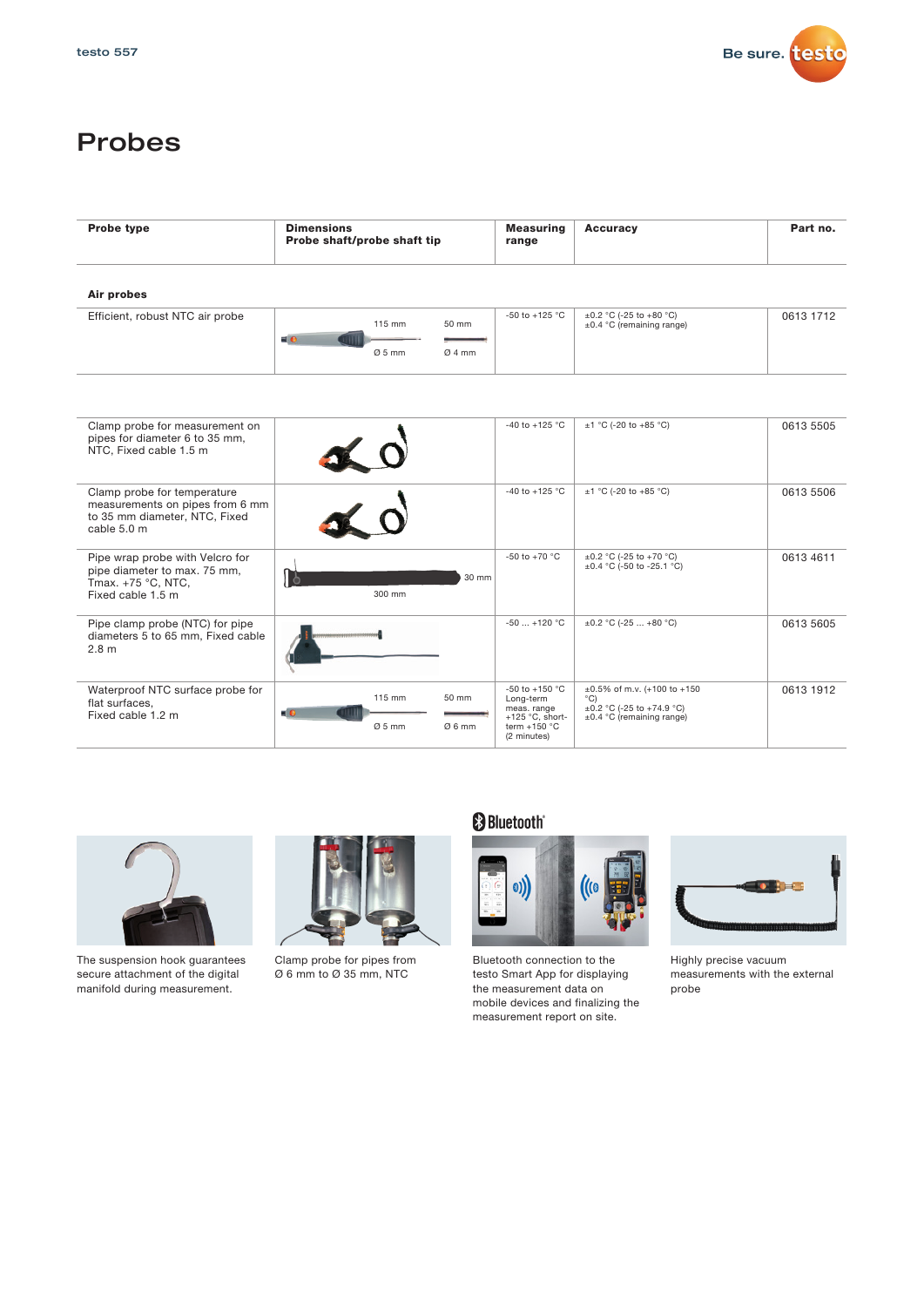# Probes

| Probe type | Dimensions Probe shaft/probe shaft tip | Measuring range | Accuracy | Part no. |
|---|---|---|---|---|
| **Air probes** | | | | |
| Efficient, robust NTC air probe | 115 mm, Ø 5 mm; 50 mm, Ø 4 mm | -50 to +125 °C | ±0.2 °C (-25 to +80 °C) ±0.4 °C (remaining range) | 0613 1712 |
| Clamp probe for measurement on pipes for diameter 6 to 35 mm, NTC, Fixed cable 1.5 m | | -40 to +125 °C | ±1 °C (-20 to +85 °C) | 0613 5505 |
| Clamp probe for temperature measurements on pipes from 6 mm to 35 mm diameter, NTC, Fixed cable 5.0 m | | -40 to +125 °C | ±1 °C (-20 to +85 °C) | 0613 5506 |
| Pipe wrap probe with Velcro for pipe diameter to max. 75 mm, Tmax. +75 °C, NTC, Fixed cable 1.5 m | 300 mm; 30 mm | -50 to +70 °C | ±0.2 °C (-25 to +70 °C) ±0.4 °C (-50 to -25.1 °C) | 0613 4611 |
| Pipe clamp probe (NTC) for pipe diameters 5 to 65 mm, Fixed cable 2.8 m | | -50 ... +120 °C | ±0.2 °C (-25 ... +80 °C) | 0613 5605 |
| Waterproof NTC surface probe for flat surfaces, Fixed cable 1.2 m | 115 mm, Ø 5 mm; 50 mm, Ø 6 mm | -50 to +150 °C Long-term meas. range +125 °C, short-term +150 °C (2 minutes) | ±0.5% of m.v. (+100 to +150 °C) ±0.2 °C (-25 to +74.9 °C) ±0.4 °C (remaining range) | 0613 1912 |

The suspension hook guarantees secure attachment of the digital manifold during measurement.

Clamp probe for pipes from Ø 6 mm to Ø 35 mm, NTC

Bluetooth

Bluetooth connection to the testo Smart App for displaying the measurement data on mobile devices and finalizing the measurement report on site.

Highly precise vacuum measurements with the external probe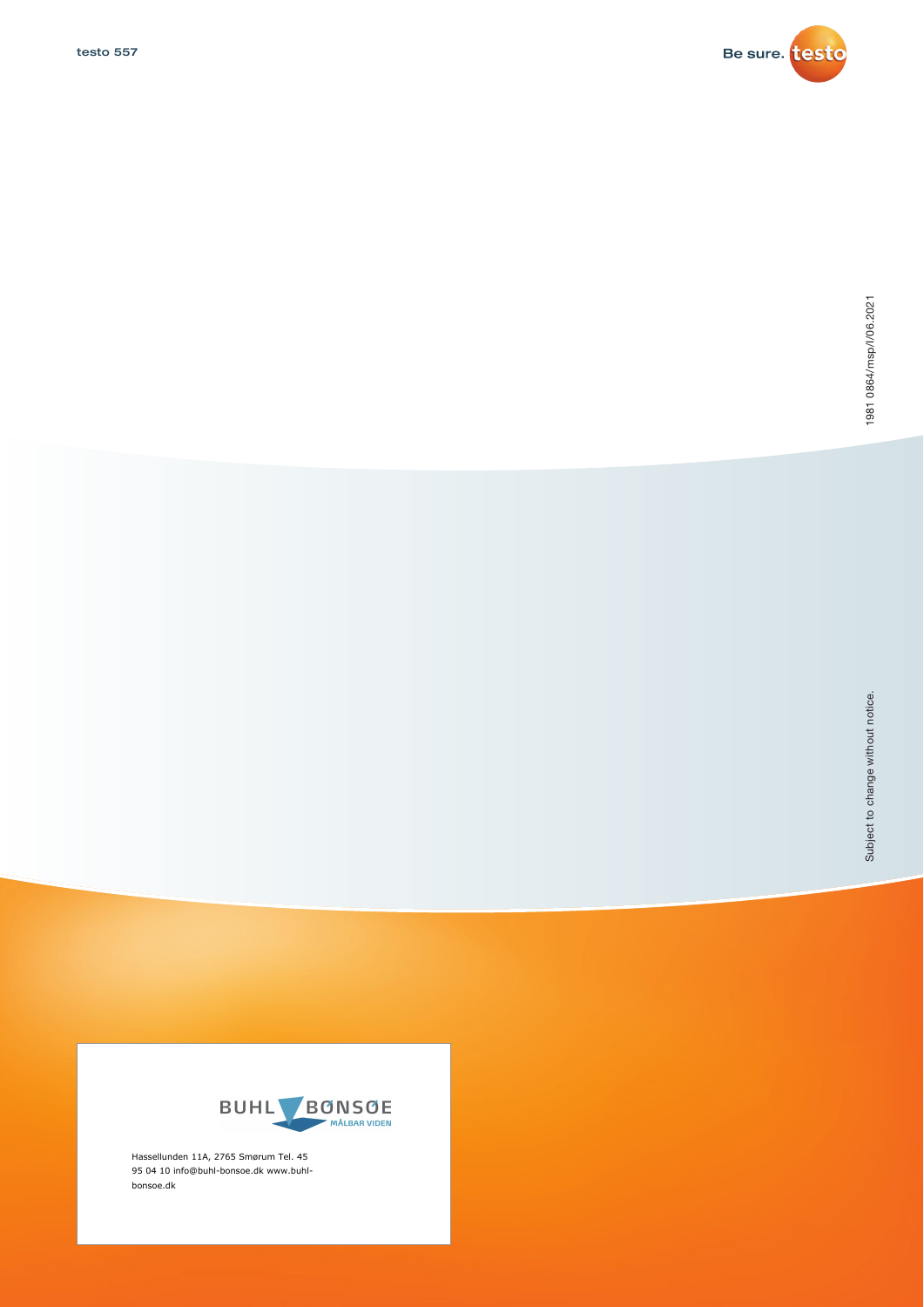1981 0864/msp/I/06.2021

Subject to change without notice.

BUHL BØNSØE
MÅLBAR VIDEN

Hassellunden 11A, 2765 Smørum Tel. 45 95 04 10 info@buhl-bonsoe.dk www.buhl-bonsoe.dk